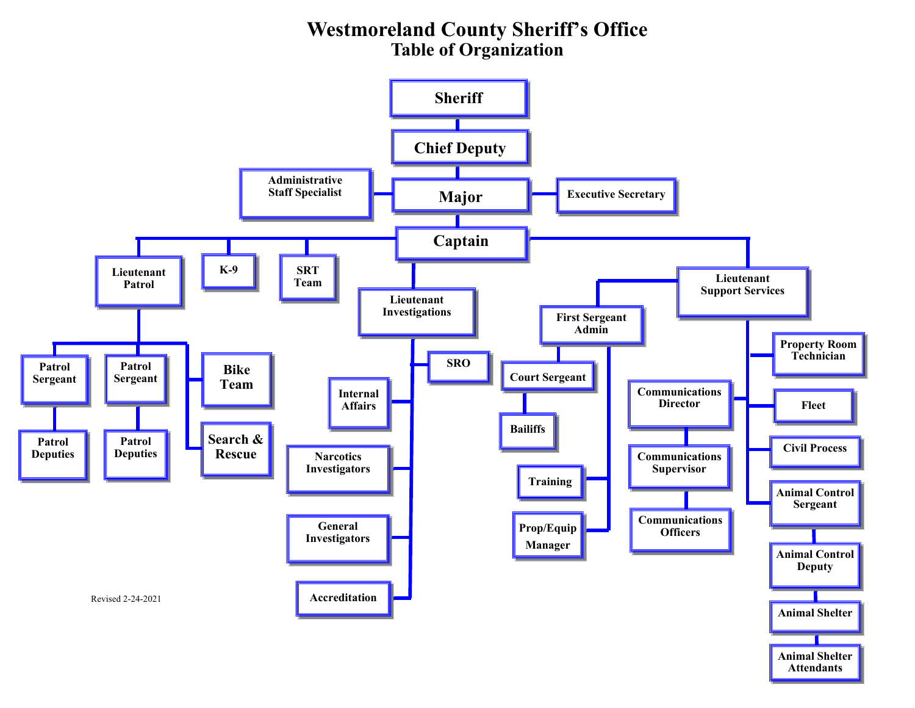# Westmoreland County Sheriff's Office
## Table of Organization

- **Sheriff**
  - **Chief Deputy**
    - **Major**
      - Administrative Staff Specialist
      - Executive Secretary
      - **Captain**
        - Lieutenant Patrol
          - Patrol Sergeant
            - Patrol Deputies
          - Patrol Sergeant
            - Patrol Deputies
          - Bike Team
          - Search & Rescue
        - K-9
        - SRT Team
        - Lieutenant Investigations
          - SRO
          - Internal Affairs
          - Narcotics Investigators
          - General Investigators
          - Accreditation
        - Lieutenant Support Services
          - First Sergeant Admin
            - Court Sergeant
              - Bailiffs
            - Training
            - Prop/Equip Manager
          - Property Room Technician
          - Communications Director
            - Communications Supervisor
              - Communications Officers
          - Fleet
          - Civil Process
          - Animal Control Sergeant
            - Animal Control Deputy
              - Animal Shelter
                - Animal Shelter Attendants

Revised 2-24-2021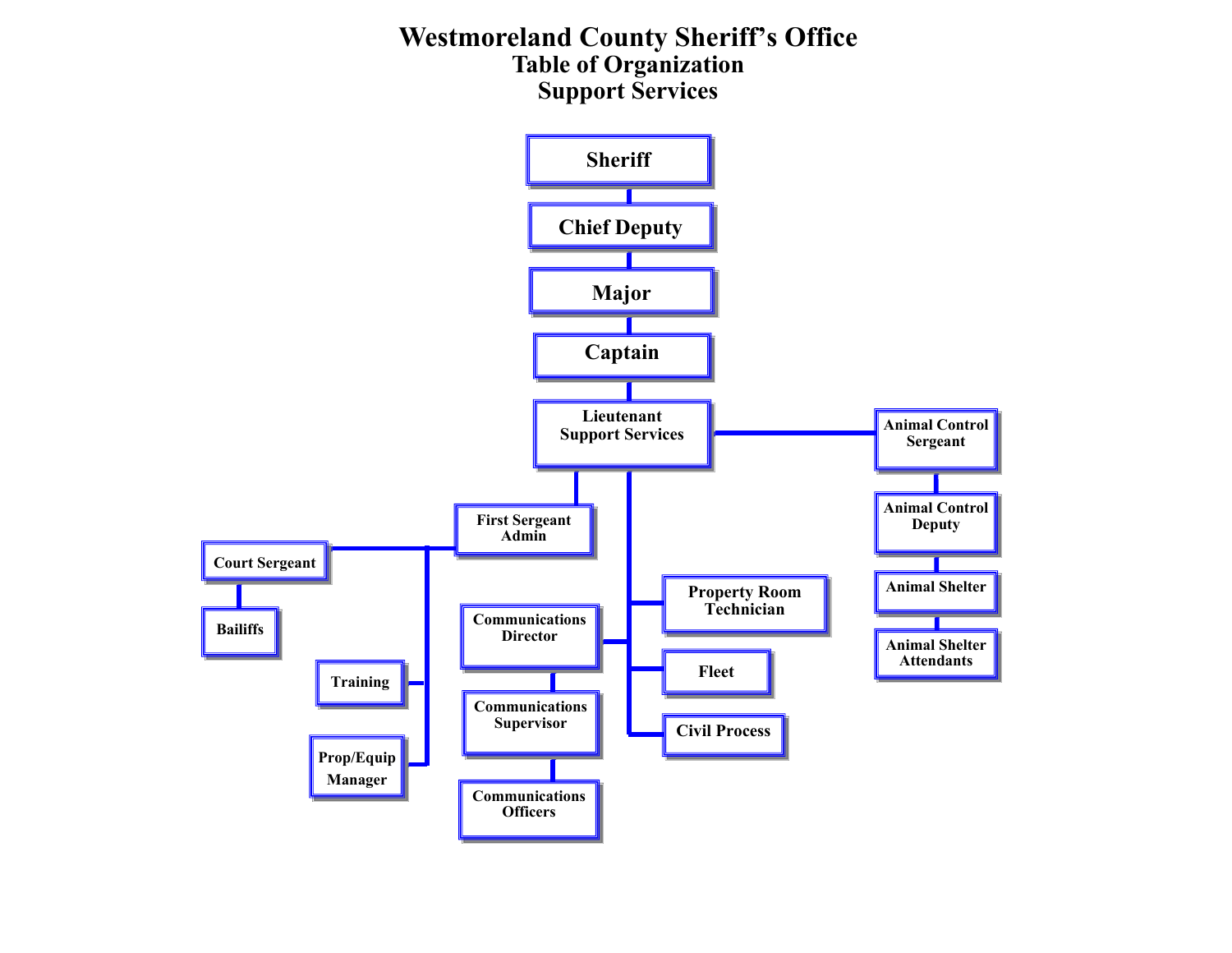# Westmoreland County Sheriff's Office

## Table of Organization

## Support Services

- Sheriff
  - Chief Deputy
    - Major
      - Captain
        - Lieutenant Support Services
          - Animal Control Sergeant
            - Animal Control Deputy
              - Animal Shelter
                - Animal Shelter Attendants
          - First Sergeant Admin
            - Court Sergeant
              - Bailiffs
            - Training
            - Prop/Equip Manager
          - Communications Director
            - Communications Supervisor
              - Communications Officers
          - Property Room Technician
          - Fleet
          - Civil Process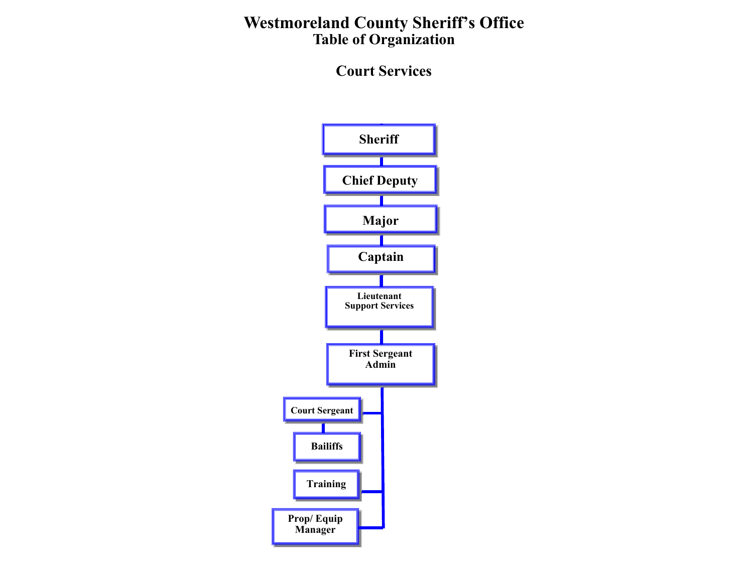# Westmoreland County Sheriff's Office
## Table of Organization

## Court Services

- Sheriff
  - Chief Deputy
    - Major
      - Captain
        - Lieutenant Support Services
          - First Sergeant Admin
            - Court Sergeant
              - Bailiffs
            - Training
            - Prop/ Equip Manager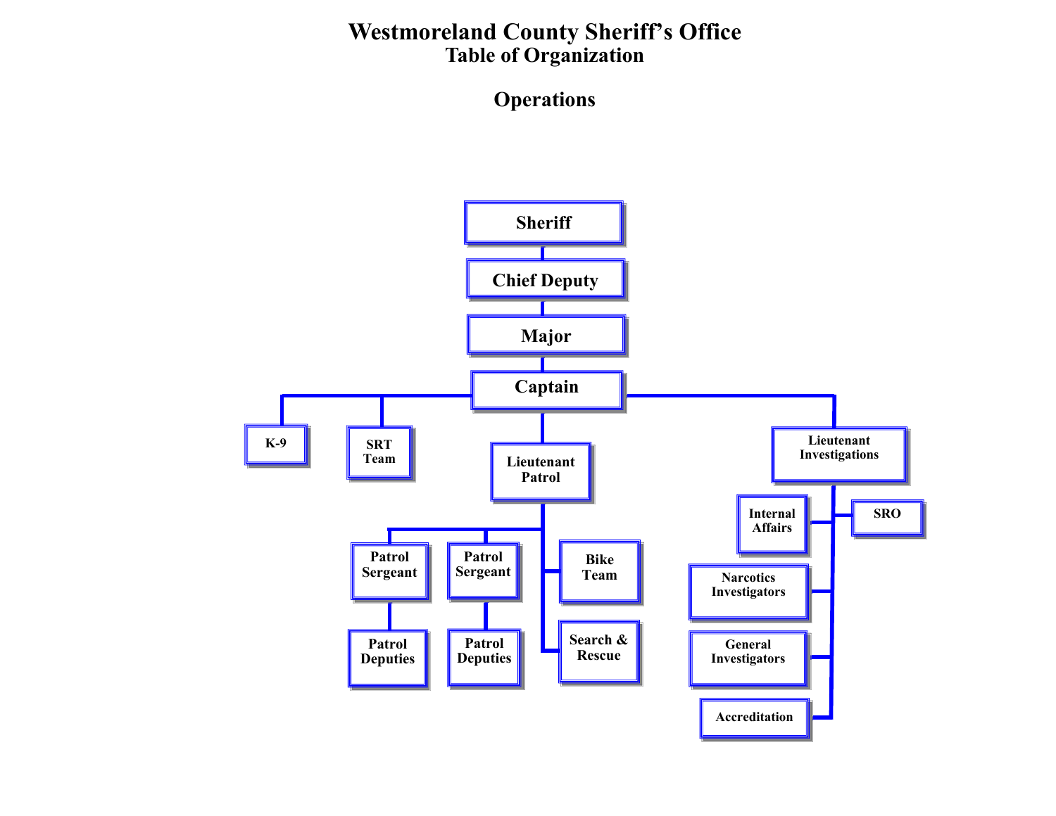# Westmoreland County Sheriff's Office
## Table of Organization

## Operations

- Sheriff
  - Chief Deputy
    - Major
      - Captain
        - K-9
        - SRT Team
        - Lieutenant Patrol
          - Patrol Sergeant
            - Patrol Deputies
          - Patrol Sergeant
            - Patrol Deputies
          - Bike Team
          - Search & Rescue
        - Lieutenant Investigations
          - Internal Affairs
          - SRO
          - Narcotics Investigators
          - General Investigators
          - Accreditation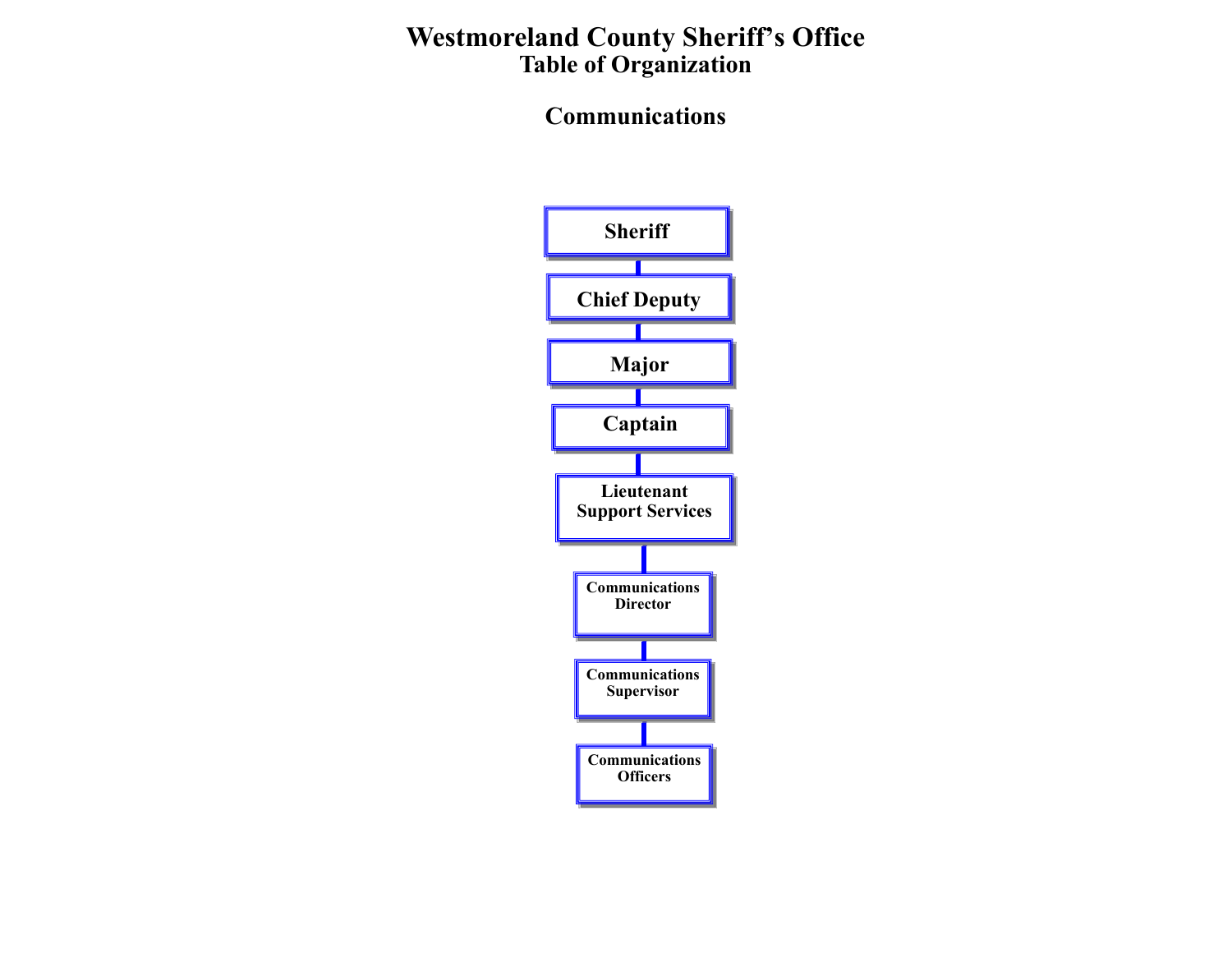# Westmoreland County Sheriff's Office
## Table of Organization

## Communications

- Sheriff
  - Chief Deputy
    - Major
      - Captain
        - Lieutenant Support Services
          - Communications Director
            - Communications Supervisor
              - Communications Officers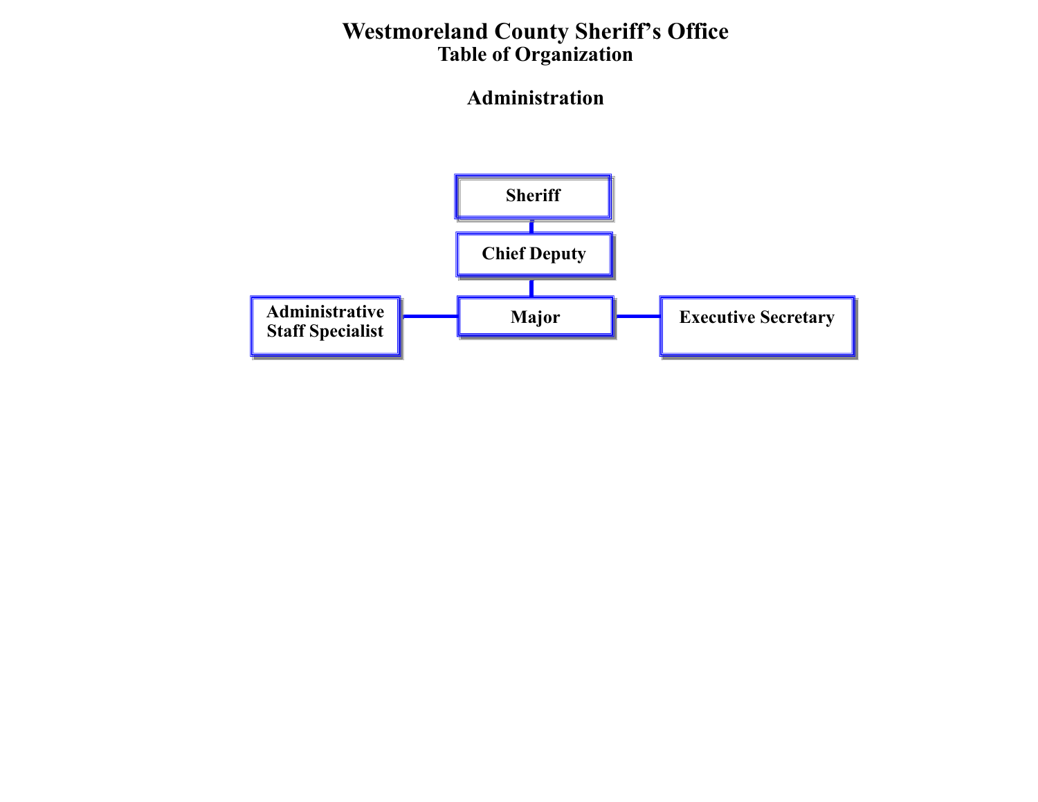# Westmoreland County Sheriff's Office
## Table of Organization

## Administration

Sheriff

Chief Deputy

Administrative Staff Specialist

Major

Executive Secretary